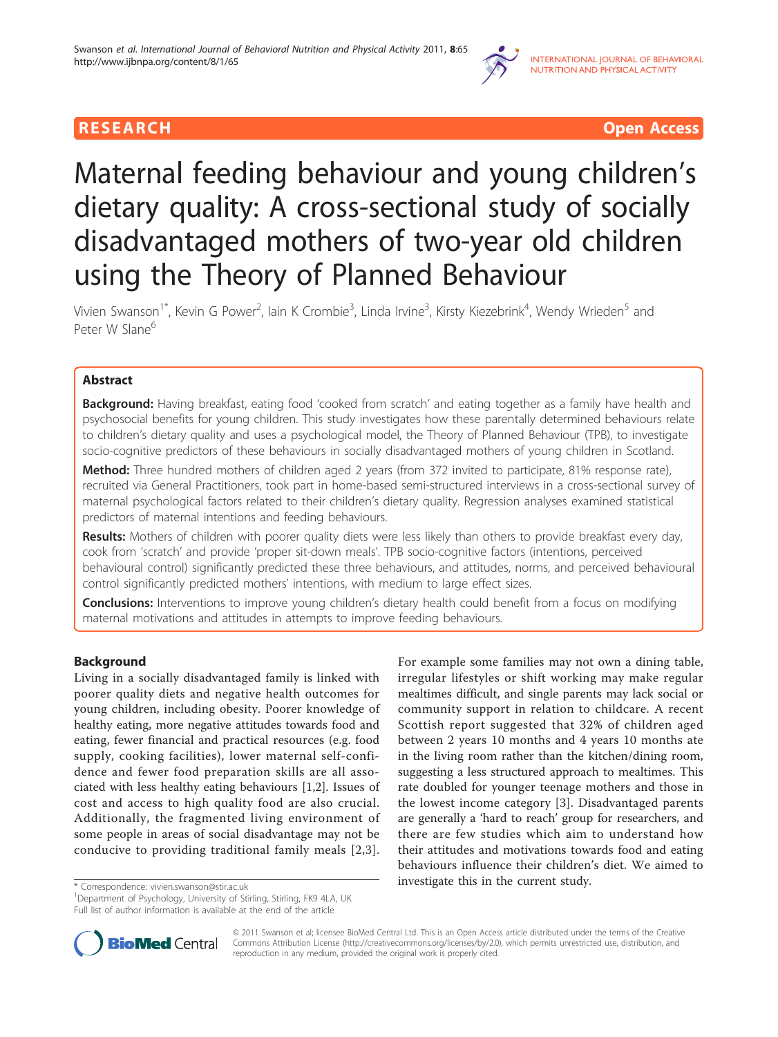RESEARCH Open Access

# Maternal feeding behaviour and young children's dietary quality: A cross-sectional study of socially disadvantaged mothers of two-year old children using the Theory of Planned Behaviour

Vivien Swanson[1*], Kevin G Power[2], Iain K Crombie[3], Linda Irvine[3], Kirsty Kiezebrink[4], Wendy Wrieden[5] and Peter W Slane[6]

## Abstract

**Background:** Having breakfast, eating food 'cooked from scratch' and eating together as a family have health and psychosocial benefits for young children. This study investigates how these parentally determined behaviours relate to children's dietary quality and uses a psychological model, the Theory of Planned Behaviour (TPB), to investigate socio-cognitive predictors of these behaviours in socially disadvantaged mothers of young children in Scotland.

**Method:** Three hundred mothers of children aged 2 years (from 372 invited to participate, 81% response rate), recruited via General Practitioners, took part in home-based semi-structured interviews in a cross-sectional survey of maternal psychological factors related to their children's dietary quality. Regression analyses examined statistical predictors of maternal intentions and feeding behaviours.

**Results:** Mothers of children with poorer quality diets were less likely than others to provide breakfast every day, cook from 'scratch' and provide 'proper sit-down meals'. TPB socio-cognitive factors (intentions, perceived behavioural control) significantly predicted these three behaviours, and attitudes, norms, and perceived behavioural control significantly predicted mothers' intentions, with medium to large effect sizes.

**Conclusions:** Interventions to improve young children's dietary health could benefit from a focus on modifying maternal motivations and attitudes in attempts to improve feeding behaviours.

## Background

Living in a socially disadvantaged family is linked with poorer quality diets and negative health outcomes for young children, including obesity. Poorer knowledge of healthy eating, more negative attitudes towards food and eating, fewer financial and practical resources (e.g. food supply, cooking facilities), lower maternal self-confidence and fewer food preparation skills are all associated with less healthy eating behaviours [1,2]. Issues of cost and access to high quality food are also crucial. Additionally, the fragmented living environment of some people in areas of social disadvantage may not be conducive to providing traditional family meals [2,3]. For example some families may not own a dining table, irregular lifestyles or shift working may make regular mealtimes difficult, and single parents may lack social or community support in relation to childcare. A recent Scottish report suggested that 32% of children aged between 2 years 10 months and 4 years 10 months ate in the living room rather than the kitchen/dining room, suggesting a less structured approach to mealtimes. This rate doubled for younger teenage mothers and those in the lowest income category [3]. Disadvantaged parents are generally a 'hard to reach' group for researchers, and there are few studies which aim to understand how their attitudes and motivations towards food and eating behaviours influence their children's diet. We aimed to investigate this in the current study.

\* Correspondence: vivien.swanson@stir.ac.uk

[1]Department of Psychology, University of Stirling, Stirling, FK9 4LA, UK

Full list of author information is available at the end of the article

© 2011 Swanson et al; licensee BioMed Central Ltd. This is an Open Access article distributed under the terms of the Creative Commons Attribution License (http://creativecommons.org/licenses/by/2.0), which permits unrestricted use, distribution, and reproduction in any medium, provided the original work is properly cited.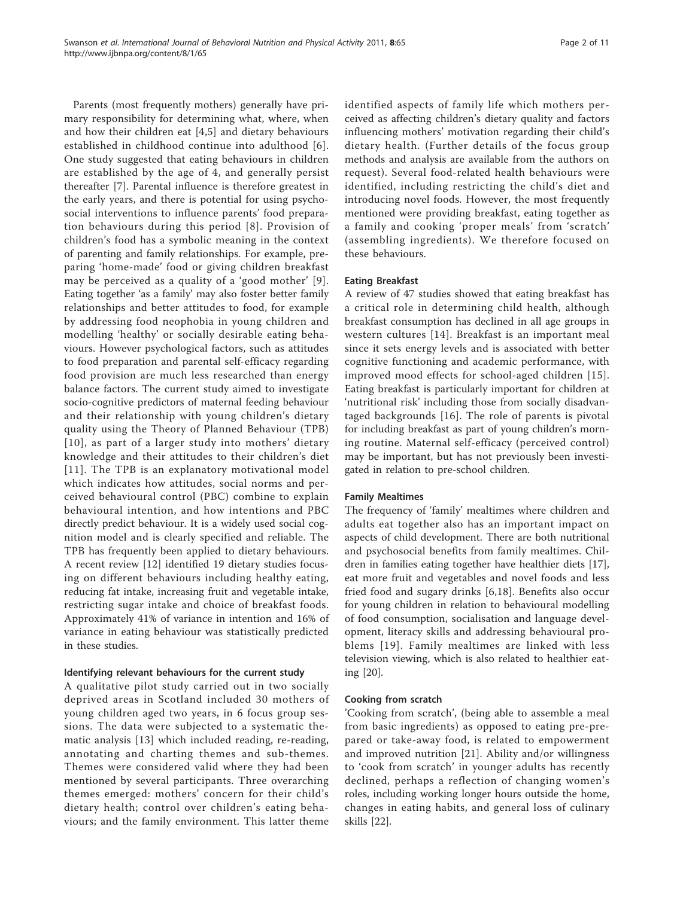Parents (most frequently mothers) generally have primary responsibility for determining what, where, when and how their children eat [4,5] and dietary behaviours established in childhood continue into adulthood [6]. One study suggested that eating behaviours in children are established by the age of 4, and generally persist thereafter [7]. Parental influence is therefore greatest in the early years, and there is potential for using psychosocial interventions to influence parents' food preparation behaviours during this period [8]. Provision of children's food has a symbolic meaning in the context of parenting and family relationships. For example, preparing 'home-made' food or giving children breakfast may be perceived as a quality of a 'good mother' [9]. Eating together 'as a family' may also foster better family relationships and better attitudes to food, for example by addressing food neophobia in young children and modelling 'healthy' or socially desirable eating behaviours. However psychological factors, such as attitudes to food preparation and parental self-efficacy regarding food provision are much less researched than energy balance factors. The current study aimed to investigate socio-cognitive predictors of maternal feeding behaviour and their relationship with young children's dietary quality using the Theory of Planned Behaviour (TPB) [10], as part of a larger study into mothers' dietary knowledge and their attitudes to their children's diet [11]. The TPB is an explanatory motivational model which indicates how attitudes, social norms and perceived behavioural control (PBC) combine to explain behavioural intention, and how intentions and PBC directly predict behaviour. It is a widely used social cognition model and is clearly specified and reliable. The TPB has frequently been applied to dietary behaviours. A recent review [12] identified 19 dietary studies focusing on different behaviours including healthy eating, reducing fat intake, increasing fruit and vegetable intake, restricting sugar intake and choice of breakfast foods. Approximately 41% of variance in intention and 16% of variance in eating behaviour was statistically predicted in these studies.

#### Identifying relevant behaviours for the current study

A qualitative pilot study carried out in two socially deprived areas in Scotland included 30 mothers of young children aged two years, in 6 focus group sessions. The data were subjected to a systematic thematic analysis [13] which included reading, re-reading, annotating and charting themes and sub-themes. Themes were considered valid where they had been mentioned by several participants. Three overarching themes emerged: mothers' concern for their child's dietary health; control over children's eating behaviours; and the family environment. This latter theme identified aspects of family life which mothers perceived as affecting children's dietary quality and factors influencing mothers' motivation regarding their child's dietary health. (Further details of the focus group methods and analysis are available from the authors on request). Several food-related health behaviours were identified, including restricting the child's diet and introducing novel foods. However, the most frequently mentioned were providing breakfast, eating together as a family and cooking 'proper meals' from 'scratch' (assembling ingredients). We therefore focused on these behaviours.

#### Eating Breakfast

A review of 47 studies showed that eating breakfast has a critical role in determining child health, although breakfast consumption has declined in all age groups in western cultures [14]. Breakfast is an important meal since it sets energy levels and is associated with better cognitive functioning and academic performance, with improved mood effects for school-aged children [15]. Eating breakfast is particularly important for children at 'nutritional risk' including those from socially disadvantaged backgrounds [16]. The role of parents is pivotal for including breakfast as part of young children's morning routine. Maternal self-efficacy (perceived control) may be important, but has not previously been investigated in relation to pre-school children.

#### Family Mealtimes

The frequency of 'family' mealtimes where children and adults eat together also has an important impact on aspects of child development. There are both nutritional and psychosocial benefits from family mealtimes. Children in families eating together have healthier diets [17], eat more fruit and vegetables and novel foods and less fried food and sugary drinks [6,18]. Benefits also occur for young children in relation to behavioural modelling of food consumption, socialisation and language development, literacy skills and addressing behavioural problems [19]. Family mealtimes are linked with less television viewing, which is also related to healthier eating [20].

#### Cooking from scratch

'Cooking from scratch', (being able to assemble a meal from basic ingredients) as opposed to eating pre-prepared or take-away food, is related to empowerment and improved nutrition [21]. Ability and/or willingness to 'cook from scratch' in younger adults has recently declined, perhaps a reflection of changing women's roles, including working longer hours outside the home, changes in eating habits, and general loss of culinary skills [22].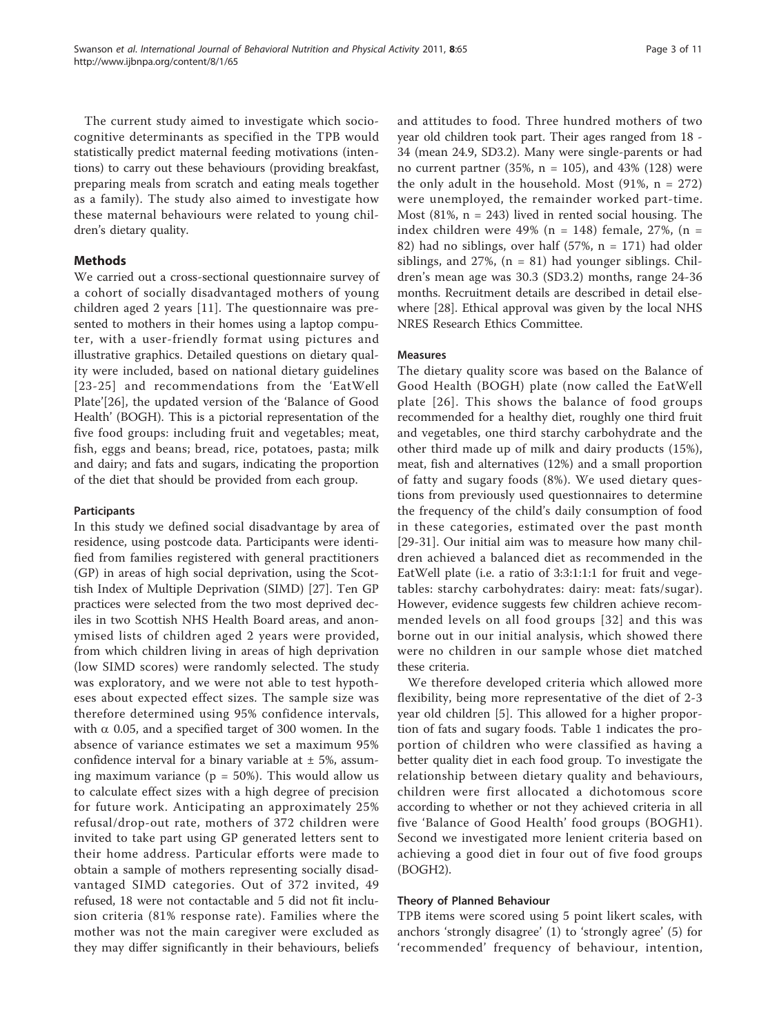The current study aimed to investigate which socio-cognitive determinants as specified in the TPB would statistically predict maternal feeding motivations (intentions) to carry out these behaviours (providing breakfast, preparing meals from scratch and eating meals together as a family). The study also aimed to investigate how these maternal behaviours were related to young children's dietary quality.

## Methods

We carried out a cross-sectional questionnaire survey of a cohort of socially disadvantaged mothers of young children aged 2 years [11]. The questionnaire was presented to mothers in their homes using a laptop computer, with a user-friendly format using pictures and illustrative graphics. Detailed questions on dietary quality were included, based on national dietary guidelines [23-25] and recommendations from the 'EatWell Plate'[26], the updated version of the 'Balance of Good Health' (BOGH). This is a pictorial representation of the five food groups: including fruit and vegetables; meat, fish, eggs and beans; bread, rice, potatoes, pasta; milk and dairy; and fats and sugars, indicating the proportion of the diet that should be provided from each group.

### Participants

In this study we defined social disadvantage by area of residence, using postcode data. Participants were identified from families registered with general practitioners (GP) in areas of high social deprivation, using the Scottish Index of Multiple Deprivation (SIMD) [27]. Ten GP practices were selected from the two most deprived deciles in two Scottish NHS Health Board areas, and anonymised lists of children aged 2 years were provided, from which children living in areas of high deprivation (low SIMD scores) were randomly selected. The study was exploratory, and we were not able to test hypotheses about expected effect sizes. The sample size was therefore determined using 95% confidence intervals, with $\alpha$ 0.05, and a specified target of 300 women. In the absence of variance estimates we set a maximum 95% confidence interval for a binary variable at ± 5%, assuming maximum variance ($p = 50\%$). This would allow us to calculate effect sizes with a high degree of precision for future work. Anticipating an approximately 25% refusal/drop-out rate, mothers of 372 children were invited to take part using GP generated letters sent to their home address. Particular efforts were made to obtain a sample of mothers representing socially disadvantaged SIMD categories. Out of 372 invited, 49 refused, 18 were not contactable and 5 did not fit inclusion criteria (81% response rate). Families where the mother was not the main caregiver were excluded as they may differ significantly in their behaviours, beliefs and attitudes to food. Three hundred mothers of two year old children took part. Their ages ranged from 18 - 34 (mean 24.9, SD3.2). Many were single-parents or had no current partner (35%, n = 105), and 43% (128) were the only adult in the household. Most (91%, n = 272) were unemployed, the remainder worked part-time. Most (81%, n = 243) lived in rented social housing. The index children were 49% (n = 148) female, 27%, (n = 82) had no siblings, over half (57%, n = 171) had older siblings, and 27%, (n = 81) had younger siblings. Children's mean age was 30.3 (SD3.2) months, range 24-36 months. Recruitment details are described in detail elsewhere [28]. Ethical approval was given by the local NHS NRES Research Ethics Committee.

### Measures

The dietary quality score was based on the Balance of Good Health (BOGH) plate (now called the EatWell plate [26]. This shows the balance of food groups recommended for a healthy diet, roughly one third fruit and vegetables, one third starchy carbohydrate and the other third made up of milk and dairy products (15%), meat, fish and alternatives (12%) and a small proportion of fatty and sugary foods (8%). We used dietary questions from previously used questionnaires to determine the frequency of the child's daily consumption of food in these categories, estimated over the past month [29-31]. Our initial aim was to measure how many children achieved a balanced diet as recommended in the EatWell plate (i.e. a ratio of 3:3:1:1:1 for fruit and vegetables: starchy carbohydrates: dairy: meat: fats/sugar). However, evidence suggests few children achieve recommended levels on all food groups [32] and this was borne out in our initial analysis, which showed there were no children in our sample whose diet matched these criteria.

We therefore developed criteria which allowed more flexibility, being more representative of the diet of 2-3 year old children [5]. This allowed for a higher proportion of fats and sugary foods. Table 1 indicates the proportion of children who were classified as having a better quality diet in each food group. To investigate the relationship between dietary quality and behaviours, children were first allocated a dichotomous score according to whether or not they achieved criteria in all five 'Balance of Good Health' food groups (BOGH1). Second we investigated more lenient criteria based on achieving a good diet in four out of five food groups (BOGH2).

### Theory of Planned Behaviour

TPB items were scored using 5 point likert scales, with anchors 'strongly disagree' (1) to 'strongly agree' (5) for 'recommended' frequency of behaviour, intention,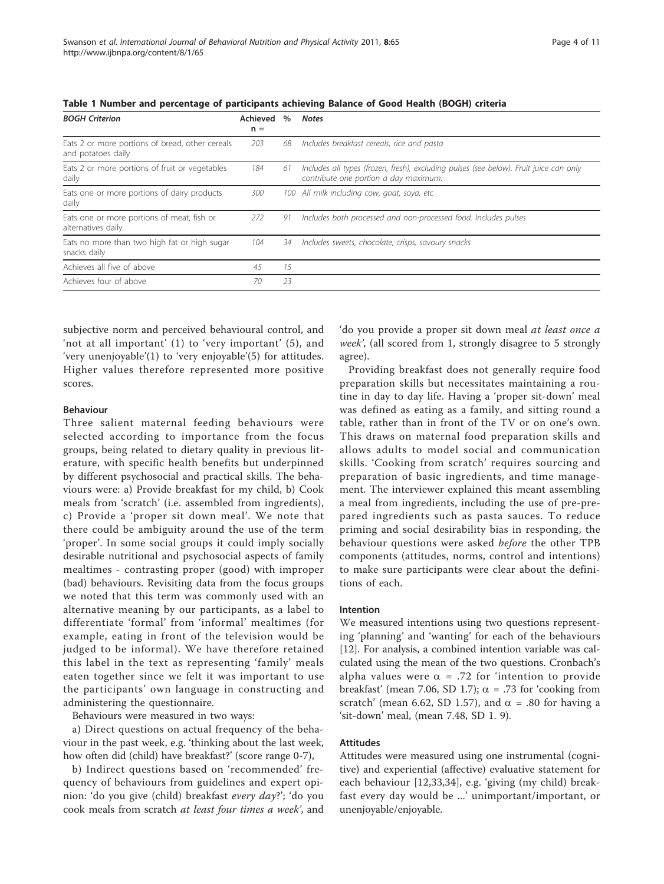**Table 1 Number and percentage of participants achieving Balance of Good Health (BOGH) criteria**

| *BOGH Criterion* | Achieved n = | % | *Notes* |
|---|---|---|---|
| Eats 2 or more portions of bread, other cereals and potatoes daily | 203 | 68 | Includes breakfast cereals, rice and pasta |
| Eats 2 or more portions of fruit or vegetables daily | 184 | 61 | Includes all types (frozen, fresh), excluding pulses (see below). Fruit juice can only contribute one portion a day maximum. |
| Eats one or more portions of dairy products daily | 300 | 100 | All milk including cow, goat, soya, etc |
| Eats one or more portions of meat, fish or alternatives daily | 272 | 91 | Includes both processed and non-processed food. Includes pulses |
| Eats no more than two high fat or high sugar snacks daily | 104 | 34 | Includes sweets, chocolate, crisps, savoury snacks |
| Achieves all five of above | 45 | 15 | |
| Achieves four of above | 70 | 23 | |

subjective norm and perceived behavioural control, and 'not at all important' (1) to 'very important' (5), and 'very unenjoyable'(1) to 'very enjoyable'(5) for attitudes. Higher values therefore represented more positive scores.

#### Behaviour

Three salient maternal feeding behaviours were selected according to importance from the focus groups, being related to dietary quality in previous literature, with specific health benefits but underpinned by different psychosocial and practical skills. The behaviours were: a) Provide breakfast for my child, b) Cook meals from 'scratch' (i.e. assembled from ingredients), c) Provide a 'proper sit down meal'. We note that there could be ambiguity around the use of the term 'proper'. In some social groups it could imply socially desirable nutritional and psychosocial aspects of family mealtimes - contrasting proper (good) with improper (bad) behaviours. Revisiting data from the focus groups we noted that this term was commonly used with an alternative meaning by our participants, as a label to differentiate 'formal' from 'informal' mealtimes (for example, eating in front of the television would be judged to be informal). We have therefore retained this label in the text as representing 'family' meals eaten together since we felt it was important to use the participants' own language in constructing and administering the questionnaire.

Behaviours were measured in two ways:

a) Direct questions on actual frequency of the behaviour in the past week, e.g. 'thinking about the last week, how often did (child) have breakfast?' (score range 0-7),

b) Indirect questions based on 'recommended' frequency of behaviours from guidelines and expert opinion: 'do you give (child) breakfast *every day*?'; 'do you cook meals from scratch *at least four times a week*', and 'do you provide a proper sit down meal *at least once a week*', (all scored from 1, strongly disagree to 5 strongly agree).

Providing breakfast does not generally require food preparation skills but necessitates maintaining a routine in day to day life. Having a 'proper sit-down' meal was defined as eating as a family, and sitting round a table, rather than in front of the TV or on one's own. This draws on maternal food preparation skills and allows adults to model social and communication skills. 'Cooking from scratch' requires sourcing and preparation of basic ingredients, and time management. The interviewer explained this meant assembling a meal from ingredients, including the use of pre-prepared ingredients such as pasta sauces. To reduce priming and social desirability bias in responding, the behaviour questions were asked *before* the other TPB components (attitudes, norms, control and intentions) to make sure participants were clear about the definitions of each.

#### Intention

We measured intentions using two questions representing 'planning' and 'wanting' for each of the behaviours [12]. For analysis, a combined intention variable was calculated using the mean of the two questions. Cronbach's alpha values were $\alpha$ = .72 for 'intention to provide breakfast' (mean 7.06, SD 1.7); $\alpha$ = .73 for 'cooking from scratch' (mean 6.62, SD 1.57), and $\alpha$ = .80 for having a 'sit-down' meal, (mean 7.48, SD 1. 9).

#### Attitudes

Attitudes were measured using one instrumental (cognitive) and experiential (affective) evaluative statement for each behaviour [12,33,34], e.g. 'giving (my child) breakfast every day would be ...' unimportant/important, or unenjoyable/enjoyable.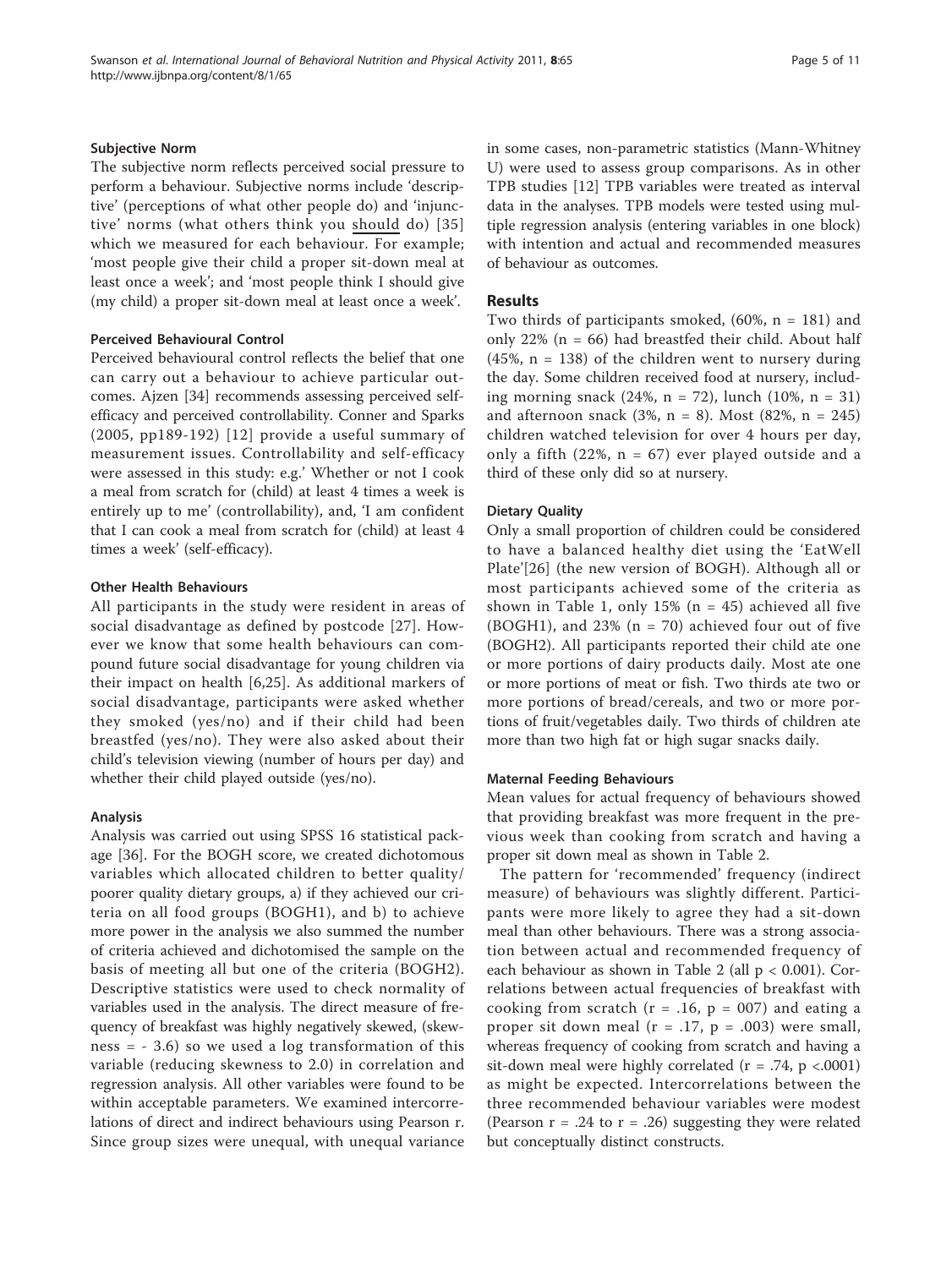### Subjective Norm

The subjective norm reflects perceived social pressure to perform a behaviour. Subjective norms include 'descriptive' (perceptions of what other people do) and 'injunctive' norms (what others think you should do) [35] which we measured for each behaviour. For example; 'most people give their child a proper sit-down meal at least once a week'; and 'most people think I should give (my child) a proper sit-down meal at least once a week'.

### Perceived Behavioural Control

Perceived behavioural control reflects the belief that one can carry out a behaviour to achieve particular outcomes. Ajzen [34] recommends assessing perceived self-efficacy and perceived controllability. Conner and Sparks (2005, pp189-192) [12] provide a useful summary of measurement issues. Controllability and self-efficacy were assessed in this study: e.g.' Whether or not I cook a meal from scratch for (child) at least 4 times a week is entirely up to me' (controllability), and, 'I am confident that I can cook a meal from scratch for (child) at least 4 times a week' (self-efficacy).

### Other Health Behaviours

All participants in the study were resident in areas of social disadvantage as defined by postcode [27]. However we know that some health behaviours can compound future social disadvantage for young children via their impact on health [6,25]. As additional markers of social disadvantage, participants were asked whether they smoked (yes/no) and if their child had been breastfed (yes/no). They were also asked about their child's television viewing (number of hours per day) and whether their child played outside (yes/no).

### Analysis

Analysis was carried out using SPSS 16 statistical package [36]. For the BOGH score, we created dichotomous variables which allocated children to better quality/poorer quality dietary groups, a) if they achieved our criteria on all food groups (BOGH1), and b) to achieve more power in the analysis we also summed the number of criteria achieved and dichotomised the sample on the basis of meeting all but one of the criteria (BOGH2). Descriptive statistics were used to check normality of variables used in the analysis. The direct measure of frequency of breakfast was highly negatively skewed, (skewness = - 3.6) so we used a log transformation of this variable (reducing skewness to 2.0) in correlation and regression analysis. All other variables were found to be within acceptable parameters. We examined intercorrelations of direct and indirect behaviours using Pearson r. Since group sizes were unequal, with unequal variance in some cases, non-parametric statistics (Mann-Whitney U) were used to assess group comparisons. As in other TPB studies [12] TPB variables were treated as interval data in the analyses. TPB models were tested using multiple regression analysis (entering variables in one block) with intention and actual and recommended measures of behaviour as outcomes.

## Results

Two thirds of participants smoked, (60%, n = 181) and only 22% (n = 66) had breastfed their child. About half (45%, n = 138) of the children went to nursery during the day. Some children received food at nursery, including morning snack (24%, n = 72), lunch (10%, n = 31) and afternoon snack (3%, n = 8). Most (82%, n = 245) children watched television for over 4 hours per day, only a fifth (22%, n = 67) ever played outside and a third of these only did so at nursery.

### Dietary Quality

Only a small proportion of children could be considered to have a balanced healthy diet using the 'EatWell Plate'[26] (the new version of BOGH). Although all or most participants achieved some of the criteria as shown in Table 1, only 15% (n = 45) achieved all five (BOGH1), and 23% (n = 70) achieved four out of five (BOGH2). All participants reported their child ate one or more portions of dairy products daily. Most ate one or more portions of meat or fish. Two thirds ate two or more portions of bread/cereals, and two or more portions of fruit/vegetables daily. Two thirds of children ate more than two high fat or high sugar snacks daily.

### Maternal Feeding Behaviours

Mean values for actual frequency of behaviours showed that providing breakfast was more frequent in the previous week than cooking from scratch and having a proper sit down meal as shown in Table 2.

The pattern for 'recommended' frequency (indirect measure) of behaviours was slightly different. Participants were more likely to agree they had a sit-down meal than other behaviours. There was a strong association between actual and recommended frequency of each behaviour as shown in Table 2 (all $p < 0.001$). Correlations between actual frequencies of breakfast with cooking from scratch ($r = .16$, $p = 007$) and eating a proper sit down meal ($r = .17$, $p = .003$) were small, whereas frequency of cooking from scratch and having a sit-down meal were highly correlated ($r = .74$, $p < .0001$) as might be expected. Intercorrelations between the three recommended behaviour variables were modest (Pearson $r = .24$ to $r = .26$) suggesting they were related but conceptually distinct constructs.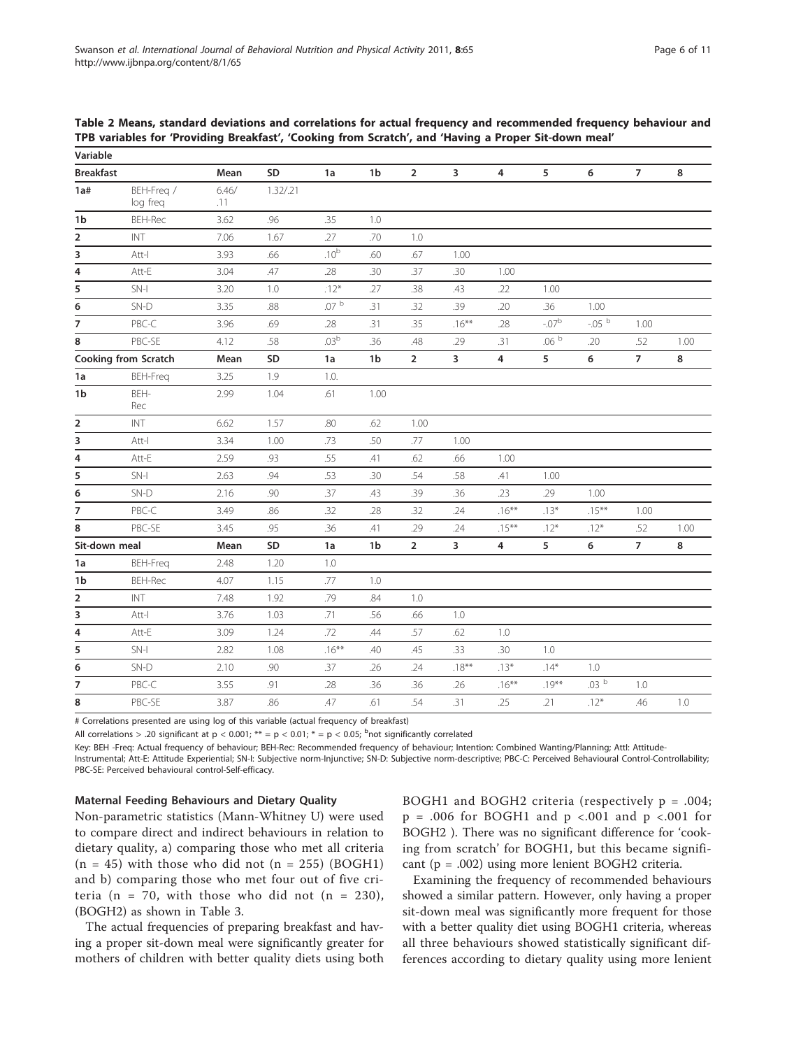**Table 2 Means, standard deviations and correlations for actual frequency and recommended frequency behaviour and TPB variables for 'Providing Breakfast', 'Cooking from Scratch', and 'Having a Proper Sit-down meal'**

| Variable | | | | | | | | | | | | |
|---|---|---|---|---|---|---|---|---|---|---|---|---|
| **Breakfast** | | **Mean** | **SD** | **1a** | **1b** | **2** | **3** | **4** | **5** | **6** | **7** | **8** |
| **1a#** | BEH-Freq / log freq | 6.46/ .11 | 1.32/.21 | | | | | | | | | |
| **1b** | BEH-Rec | 3.62 | .96 | .35 | 1.0 | | | | | | | |
| **2** | INT | 7.06 | 1.67 | .27 | .70 | 1.0 | | | | | | |
| **3** | Att-I | 3.93 | .66 | .10[b] | .60 | .67 | 1.00 | | | | | |
| **4** | Att-E | 3.04 | .47 | .28 | .30 | .37 | .30 | 1.00 | | | | |
| **5** | SN-I | 3.20 | 1.0 | .12* | .27 | .38 | .43 | .22 | 1.00 | | | |
| **6** | SN-D | 3.35 | .88 | .07 [b] | .31 | .32 | .39 | .20 | .36 | 1.00 | | |
| **7** | PBC-C | 3.96 | .69 | .28 | .31 | .35 | .16** | .28 | -.07[b] | -.05 [b] | 1.00 | |
| **8** | PBC-SE | 4.12 | .58 | .03[b] | .36 | .48 | .29 | .31 | .06 [b] | .20 | .52 | 1.00 |
| **Cooking from Scratch** | | **Mean** | **SD** | **1a** | **1b** | **2** | **3** | **4** | **5** | **6** | **7** | **8** |
| **1a** | BEH-Freq | 3.25 | 1.9 | 1.0. | | | | | | | | |
| **1b** | BEH-Rec | 2.99 | 1.04 | .61 | 1.00 | | | | | | | |
| **2** | INT | 6.62 | 1.57 | .80 | .62 | 1.00 | | | | | | |
| **3** | Att-I | 3.34 | 1.00 | .73 | .50 | .77 | 1.00 | | | | | |
| **4** | Att-E | 2.59 | .93 | .55 | .41 | .62 | .66 | 1.00 | | | | |
| **5** | SN-I | 2.63 | .94 | .53 | .30 | .54 | .58 | .41 | 1.00 | | | |
| **6** | SN-D | 2.16 | .90 | .37 | .43 | .39 | .36 | .23 | .29 | 1.00 | | |
| **7** | PBC-C | 3.49 | .86 | .32 | .28 | .32 | .24 | .16** | .13* | .15** | 1.00 | |
| **8** | PBC-SE | 3.45 | .95 | .36 | .41 | .29 | .24 | .15** | .12* | .12* | .52 | 1.00 |
| **Sit-down meal** | | **Mean** | **SD** | **1a** | **1b** | **2** | **3** | **4** | **5** | **6** | **7** | **8** |
| **1a** | BEH-Freq | 2.48 | 1.20 | 1.0 | | | | | | | | |
| **1b** | BEH-Rec | 4.07 | 1.15 | .77 | 1.0 | | | | | | | |
| **2** | INT | 7.48 | 1.92 | .79 | .84 | 1.0 | | | | | | |
| **3** | Att-I | 3.76 | 1.03 | .71 | .56 | .66 | 1.0 | | | | | |
| **4** | Att-E | 3.09 | 1.24 | .72 | .44 | .57 | .62 | 1.0 | | | | |
| **5** | SN-I | 2.82 | 1.08 | .16** | .40 | .45 | .33 | .30 | 1.0 | | | |
| **6** | SN-D | 2.10 | .90 | .37 | .26 | .24 | .18** | .13* | .14* | 1.0 | | |
| **7** | PBC-C | 3.55 | .91 | .28 | .36 | .36 | .26 | .16** | .19** | .03 [b] | 1.0 | |
| **8** | PBC-SE | 3.87 | .86 | .47 | .61 | .54 | .31 | .25 | .21 | .12* | .46 | 1.0 |

# Correlations presented are using log of this variable (actual frequency of breakfast)

All correlations > .20 significant at p < 0.001; ** = p < 0.01; * = p < 0.05; [b]not significantly correlated

Key: BEH -Freq: Actual frequency of behaviour; BEH-Rec: Recommended frequency of behaviour; Intention: Combined Wanting/Planning; AttI: Attitude-Instrumental; Att-E: Attitude Experiential; SN-I: Subjective norm-Injunctive; SN-D: Subjective norm-descriptive; PBC-C: Perceived Behavioural Control-Controllability; PBC-SE: Perceived behavioural control-Self-efficacy.

#### Maternal Feeding Behaviours and Dietary Quality

Non-parametric statistics (Mann-Whitney U) were used to compare direct and indirect behaviours in relation to dietary quality, a) comparing those who met all criteria ($n = 45$) with those who did not ($n = 255$) (BOGH1) and b) comparing those who met four out of five criteria ($n = 70$, with those who did not ($n = 230$), (BOGH2) as shown in Table 3.

The actual frequencies of preparing breakfast and having a proper sit-down meal were significantly greater for mothers of children with better quality diets using both BOGH1 and BOGH2 criteria (respectively $p = .004$; $p = .006$ for BOGH1 and $p < .001$ and $p < .001$ for BOGH2 ). There was no significant difference for 'cooking from scratch' for BOGH1, but this became significant ($p = .002$) using more lenient BOGH2 criteria.

Examining the frequency of recommended behaviours showed a similar pattern. However, only having a proper sit-down meal was significantly more frequent for those with a better quality diet using BOGH1 criteria, whereas all three behaviours showed statistically significant differences according to dietary quality using more lenient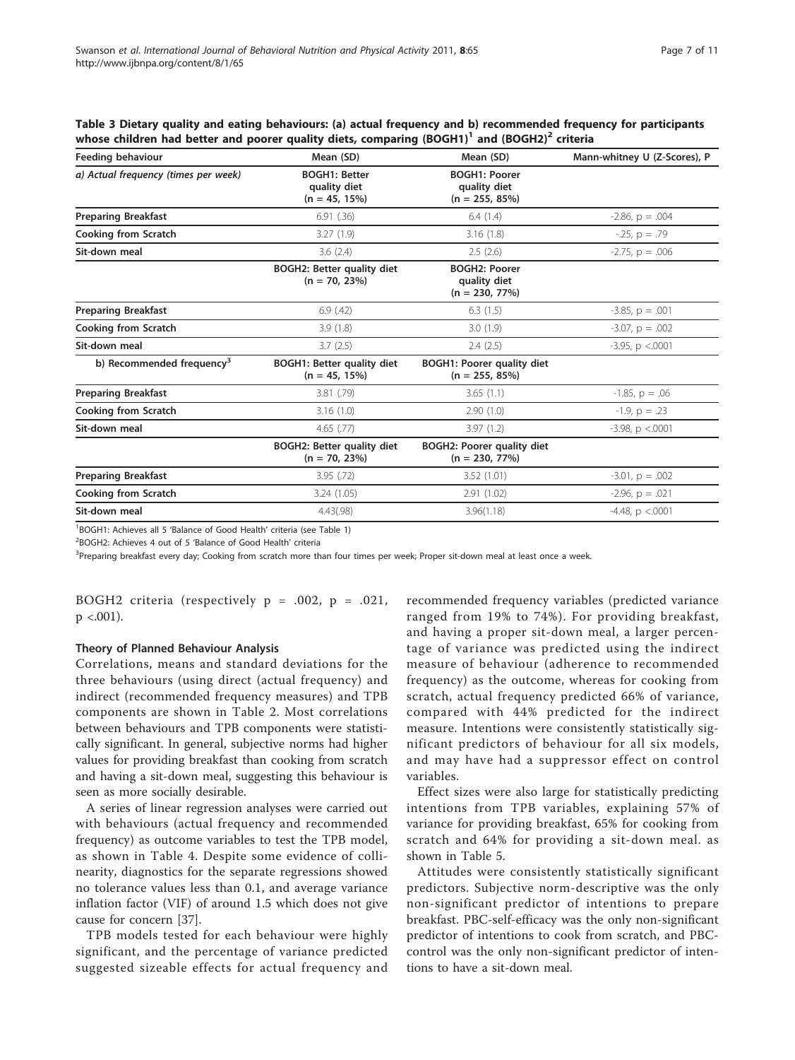**Table 3 Dietary quality and eating behaviours: (a) actual frequency and b) recommended frequency for participants whose children had better and poorer quality diets, comparing (BOGH1)[1] and (BOGH2)[2] criteria**

| Feeding behaviour | Mean (SD) | Mean (SD) | Mann-whitney U (Z-Scores), P |
|---|---|---|---|
| *a) Actual frequency (times per week)* | **BOGH1: Better quality diet (n = 45, 15%)** | **BOGH1: Poorer quality diet (n = 255, 85%)** | |
| **Preparing Breakfast** | 6.91 (.36) | 6.4 (1.4) | -2.86, p = .004 |
| **Cooking from Scratch** | 3.27 (1.9) | 3.16 (1.8) | -.25, p = .79 |
| **Sit-down meal** | 3.6 (2.4) | 2.5 (2.6) | -2.75, p = .006 |
| | **BOGH2: Better quality diet (n = 70, 23%)** | **BOGH2: Poorer quality diet (n = 230, 77%)** | |
| **Preparing Breakfast** | 6.9 (.42) | 6.3 (1.5) | -3.85, p = .001 |
| **Cooking from Scratch** | 3.9 (1.8) | 3.0 (1.9) | -3.07, p = .002 |
| **Sit-down meal** | 3.7 (2.5) | 2.4 (2.5) | -3.95, p <.0001 |
| **b) Recommended frequency[3]** | **BOGH1: Better quality diet (n = 45, 15%)** | **BOGH1: Poorer quality diet (n = 255, 85%)** | |
| **Preparing Breakfast** | 3.81 (.79) | 3.65 (1.1) | -1.85, p = .06 |
| **Cooking from Scratch** | 3.16 (1.0) | 2.90 (1.0) | -1.9, p = .23 |
| **Sit-down meal** | 4.65 (.77) | 3.97 (1.2) | -3.98, p <.0001 |
| | **BOGH2: Better quality diet (n = 70, 23%)** | **BOGH2: Poorer quality diet (n = 230, 77%)** | |
| **Preparing Breakfast** | 3.95 (.72) | 3.52 (1.01) | -3.01, p = .002 |
| **Cooking from Scratch** | 3.24 (1.05) | 2.91 (1.02) | -2.96, p = .021 |
| **Sit-down meal** | 4.43(.98) | 3.96(1.18) | -4.48, p <.0001 |

[1]BOGH1: Achieves all 5 'Balance of Good Health' criteria (see Table 1)

[2]BOGH2: Achieves 4 out of 5 'Balance of Good Health' criteria

[3]Preparing breakfast every day; Cooking from scratch more than four times per week; Proper sit-down meal at least once a week.

BOGH2 criteria (respectively p = .002, p = .021, p <.001).

### Theory of Planned Behaviour Analysis

Correlations, means and standard deviations for the three behaviours (using direct (actual frequency) and indirect (recommended frequency measures) and TPB components are shown in Table 2. Most correlations between behaviours and TPB components were statistically significant. In general, subjective norms had higher values for providing breakfast than cooking from scratch and having a sit-down meal, suggesting this behaviour is seen as more socially desirable.

A series of linear regression analyses were carried out with behaviours (actual frequency and recommended frequency) as outcome variables to test the TPB model, as shown in Table 4. Despite some evidence of collinearity, diagnostics for the separate regressions showed no tolerance values less than 0.1, and average variance inflation factor (VIF) of around 1.5 which does not give cause for concern [37].

TPB models tested for each behaviour were highly significant, and the percentage of variance predicted suggested sizeable effects for actual frequency and recommended frequency variables (predicted variance ranged from 19% to 74%). For providing breakfast, and having a proper sit-down meal, a larger percentage of variance was predicted using the indirect measure of behaviour (adherence to recommended frequency) as the outcome, whereas for cooking from scratch, actual frequency predicted 66% of variance, compared with 44% predicted for the indirect measure. Intentions were consistently statistically significant predictors of behaviour for all six models, and may have had a suppressor effect on control variables.

Effect sizes were also large for statistically predicting intentions from TPB variables, explaining 57% of variance for providing breakfast, 65% for cooking from scratch and 64% for providing a sit-down meal. as shown in Table 5.

Attitudes were consistently statistically significant predictors. Subjective norm-descriptive was the only non-significant predictor of intentions to prepare breakfast. PBC-self-efficacy was the only non-significant predictor of intentions to cook from scratch, and PBC-control was the only non-significant predictor of intentions to have a sit-down meal.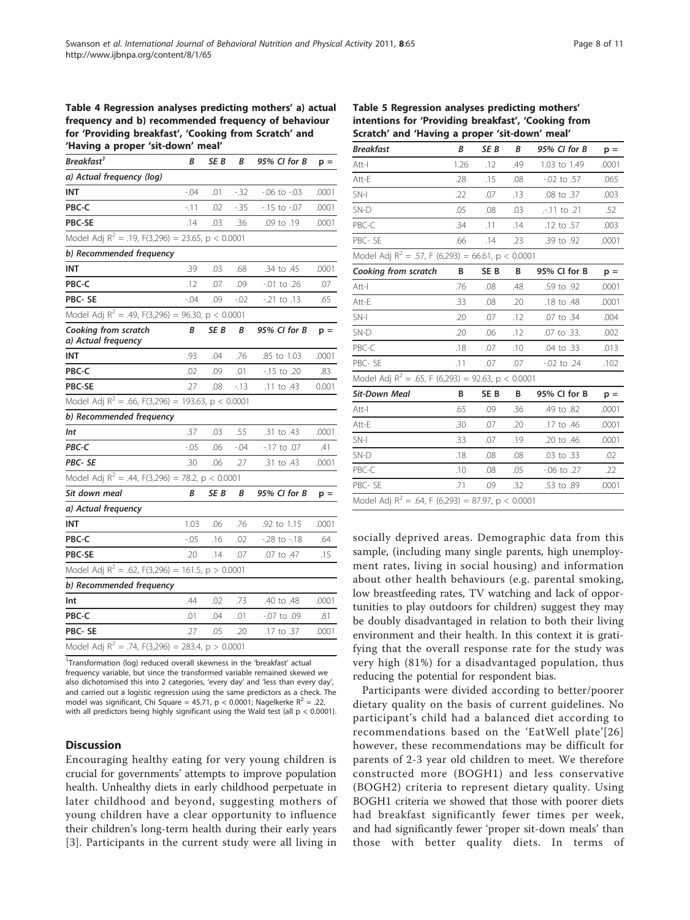**Table 4 Regression analyses predicting mothers' a) actual frequency and b) recommended frequency of behaviour for 'Providing breakfast', 'Cooking from Scratch' and 'Having a proper 'sit-down' meal'**

| *Breakfast*[1] | *B* | *SE B* | *Β* | *95% CI for B* | *p =* |
|---|---|---|---|---|---|
| *a) Actual frequency (log)* | | | | | |
| **INT** | -.04 | .01 | -.32 | -.06 to -.03 | .0001 |
| **PBC-C** | -.11 | .02 | -.35 | -.15 to -.07 | .0001 |
| **PBC-SE** | .14 | .03 | .36 | .09 to .19 | .0001 |
| Model Adj $R^2$ = .19, F(3,296) = 23.65, p < 0.0001 | | | | | |
| *b) Recommended frequency* | | | | | |
| **INT** | .39 | .03 | .68 | .34 to .45 | .0001 |
| **PBC-C** | .12 | .07 | .09 | -.01 to .26 | .07 |
| **PBC- SE** | -.04 | .09 | -.02 | -.21 to .13 | .65 |
| Model Adj $R^2$ = .49, F(3,296) = 96.30, p < 0.0001 | | | | | |
| ***Cooking from scratch*** *a) Actual frequency* | *B* | *SE B* | *Β* | *95% CI for B* | *p =* |
| **INT** | .93 | .04 | .76 | .85 to 1.03 | .0001 |
| **PBC-C** | .02 | .09 | .01 | -.15 to .20 | .83 |
| **PBC-SE** | .27 | .08 | -.13 | .11 to .43 | 0.001 |
| Model Adj $R^2$ = .66, F(3,296) = 193.63, p < 0.0001 | | | | | |
| *b) Recommended frequency* | | | | | |
| *Int* | .37 | .03 | .55 | .31 to .43 | .0001 |
| *PBC-C* | -.05 | .06 | -.04 | -.17 to .07 | .41 |
| *PBC- SE* | .30 | .06 | .27 | .31 to .43 | .0001 |
| Model Adj $R^2$ = .44, F(3,296) = 78.2, p < 0.0001 | | | | | |
| ***Sit down meal*** | *B* | *SE B* | *Β* | *95% CI for B* | *p =* |
| *a) Actual frequency* | | | | | |
| **INT** | 1.03 | .06 | .76 | .92 to 1.15 | .0001 |
| **PBC-C** | -.05 | .16 | .02 | -.28 to -.18 | .64 |
| **PBC-SE** | .20 | .14 | .07 | .07 to .47 | .15 |
| Model Adj $R^2$ = .62, F(3,296) = 161.5, p > 0.0001 | | | | | |
| *b) Recommended frequency* | | | | | |
| **Int** | .44 | .02 | .73 | .40 to .48 | .0001 |
| **PBC-C** | .01 | .04 | .01 | -.07 to .09 | .81 |
| **PBC- SE** | .27 | .05 | .20 | .17 to .37 | .0001 |
| Model Adj $R^2$ = .74, F(3,296) = 283.4, p > 0.0001 | | | | | |

[1]Transformation (log) reduced overall skewness in the 'breakfast' actual frequency variable, but since the transformed variable remained skewed we also dichotomised this into 2 categories, 'every day' and 'less than every day', and carried out a logistic regression using the same predictors as a check. The model was significant, Chi Square = 45.71, p < 0.0001; Nagelkerke $R^2$ = .22, with all predictors being highly significant using the Wald test (all p < 0.0001).

**Table 5 Regression analyses predicting mothers' intentions for 'Providing breakfast', 'Cooking from Scratch' and 'Having a proper 'sit-down' meal'**

| *Breakfast* | *B* | *SE B* | *Β* | *95% CI for B* | *p =* |
|---|---|---|---|---|---|
| Att-I | 1.26 | .12 | .49 | 1.03 to 1.49 | .0001 |
| Att-E | .28 | .15 | .08 | -.02 to .57 | .065 |
| SN-I | .22 | .07 | .13 | .08 to .37 | .003 |
| SN-D | .05 | .08 | .03 | .-.11 to .21 | .52 |
| PBC-C | .34 | .11 | .14 | .12 to .57 | .003 |
| PBC- SE | .66 | .14 | .23 | .39 to .92 | .0001 |
| Model Adj $R^2$ = .57, F (6,293) = 66.61, p < 0.0001 | | | | | |
| ***Cooking from scratch*** | **B** | **SE B** | **Β** | **95% CI for B** | **p =** |
| Att-I | .76 | .08 | .48 | .59 to .92 | .0001 |
| Att-E | .33 | .08 | .20 | .18 to .48 | .0001 |
| SN-I | .20 | .07 | .12 | .07 to .34 | .004 |
| SN-D | .20 | .06 | .12 | .07 to .33. | .002 |
| PBC-C | .18 | .07 | .10 | .04 to .33 | .013 |
| PBC- SE | .11 | .07 | .07 | -.02 to .24 | .102 |
| Model Adj $R^2$ = .65, F (6,293) = 92.63, p < 0.0001 | | | | | |
| ***Sit-Down Meal*** | **B** | **SE B** | **Β** | **95% CI for B** | **p =** |
| Att-I | .65 | .09 | .36 | .49 to .82 | .0001 |
| Att-E | .30 | .07 | .20 | .17 to .46 | .0001 |
| SN-I | .33 | .07 | .19 | .20 to .46 | .0001 |
| SN-D | .18 | .08 | .08 | .03 to .33 | .02 |
| PBC-C | .10 | .08 | .05 | -.06 to .27 | .22 |
| PBC- SE | .71 | .09 | .32 | .53 to .89 | .0001 |
| Model Adj $R^2$ = .64, F (6,293) = 87.97, p < 0.0001 | | | | | |

## Discussion

Encouraging healthy eating for very young children is crucial for governments' attempts to improve population health. Unhealthy diets in early childhood perpetuate in later childhood and beyond, suggesting mothers of young children have a clear opportunity to influence their children's long-term health during their early years [3]. Participants in the current study were all living in socially deprived areas. Demographic data from this sample, (including many single parents, high unemployment rates, living in social housing) and information about other health behaviours (e.g. parental smoking, low breastfeeding rates, TV watching and lack of opportunities to play outdoors for children) suggest they may be doubly disadvantaged in relation to both their living environment and their health. In this context it is gratifying that the overall response rate for the study was very high (81%) for a disadvantaged population, thus reducing the potential for respondent bias.

Participants were divided according to better/poorer dietary quality on the basis of current guidelines. No participant's child had a balanced diet according to recommendations based on the 'EatWell plate'[26] however, these recommendations may be difficult for parents of 2-3 year old children to meet. We therefore constructed more (BOGH1) and less conservative (BOGH2) criteria to represent dietary quality. Using BOGH1 criteria we showed that those with poorer diets had breakfast significantly fewer times per week, and had significantly fewer 'proper sit-down meals' than those with better quality diets. In terms of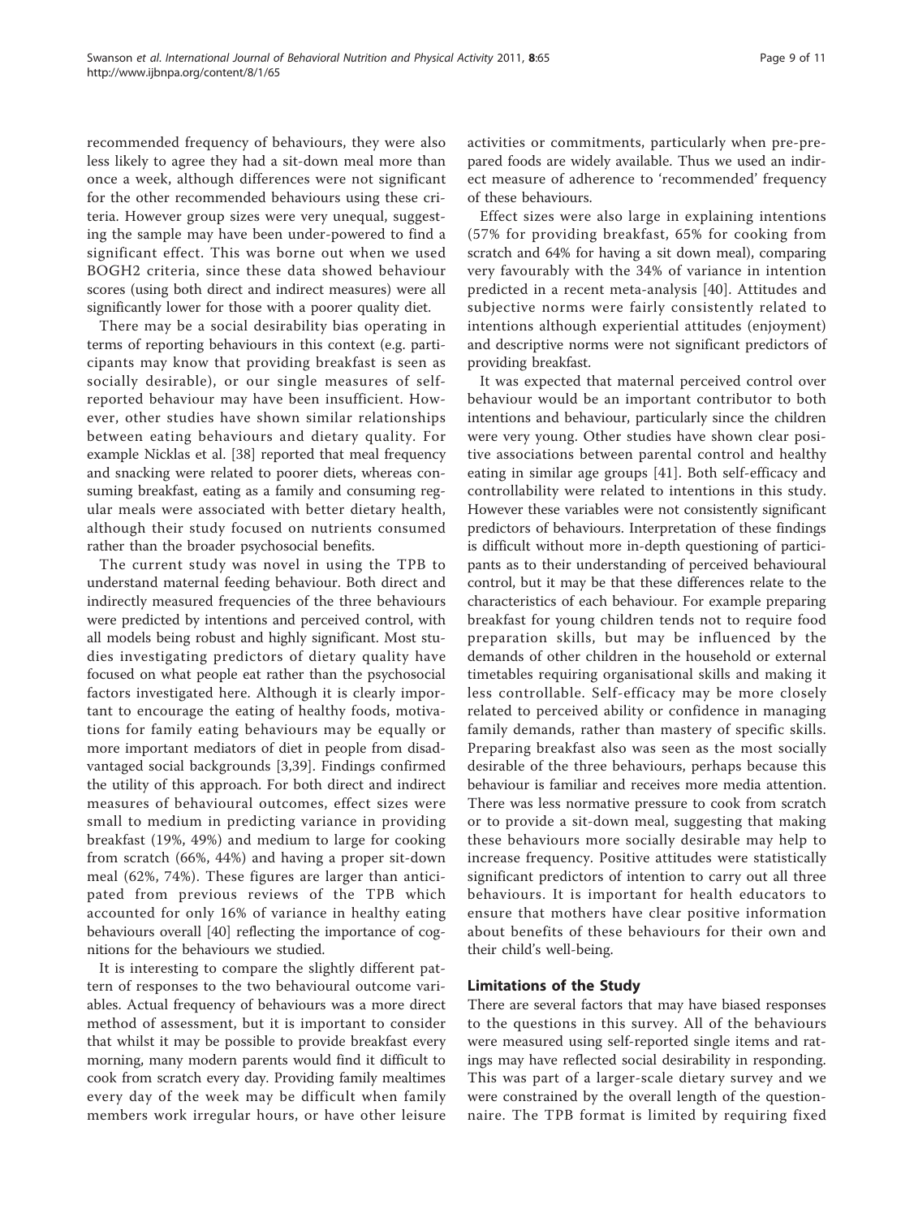recommended frequency of behaviours, they were also less likely to agree they had a sit-down meal more than once a week, although differences were not significant for the other recommended behaviours using these criteria. However group sizes were very unequal, suggesting the sample may have been under-powered to find a significant effect. This was borne out when we used BOGH2 criteria, since these data showed behaviour scores (using both direct and indirect measures) were all significantly lower for those with a poorer quality diet.

There may be a social desirability bias operating in terms of reporting behaviours in this context (e.g. participants may know that providing breakfast is seen as socially desirable), or our single measures of self-reported behaviour may have been insufficient. However, other studies have shown similar relationships between eating behaviours and dietary quality. For example Nicklas et al. [38] reported that meal frequency and snacking were related to poorer diets, whereas consuming breakfast, eating as a family and consuming regular meals were associated with better dietary health, although their study focused on nutrients consumed rather than the broader psychosocial benefits.

The current study was novel in using the TPB to understand maternal feeding behaviour. Both direct and indirectly measured frequencies of the three behaviours were predicted by intentions and perceived control, with all models being robust and highly significant. Most studies investigating predictors of dietary quality have focused on what people eat rather than the psychosocial factors investigated here. Although it is clearly important to encourage the eating of healthy foods, motivations for family eating behaviours may be equally or more important mediators of diet in people from disadvantaged social backgrounds [3,39]. Findings confirmed the utility of this approach. For both direct and indirect measures of behavioural outcomes, effect sizes were small to medium in predicting variance in providing breakfast (19%, 49%) and medium to large for cooking from scratch (66%, 44%) and having a proper sit-down meal (62%, 74%). These figures are larger than anticipated from previous reviews of the TPB which accounted for only 16% of variance in healthy eating behaviours overall [40] reflecting the importance of cognitions for the behaviours we studied.

It is interesting to compare the slightly different pattern of responses to the two behavioural outcome variables. Actual frequency of behaviours was a more direct method of assessment, but it is important to consider that whilst it may be possible to provide breakfast every morning, many modern parents would find it difficult to cook from scratch every day. Providing family mealtimes every day of the week may be difficult when family members work irregular hours, or have other leisure activities or commitments, particularly when pre-prepared foods are widely available. Thus we used an indirect measure of adherence to 'recommended' frequency of these behaviours.

Effect sizes were also large in explaining intentions (57% for providing breakfast, 65% for cooking from scratch and 64% for having a sit down meal), comparing very favourably with the 34% of variance in intention predicted in a recent meta-analysis [40]. Attitudes and subjective norms were fairly consistently related to intentions although experiential attitudes (enjoyment) and descriptive norms were not significant predictors of providing breakfast.

It was expected that maternal perceived control over behaviour would be an important contributor to both intentions and behaviour, particularly since the children were very young. Other studies have shown clear positive associations between parental control and healthy eating in similar age groups [41]. Both self-efficacy and controllability were related to intentions in this study. However these variables were not consistently significant predictors of behaviours. Interpretation of these findings is difficult without more in-depth questioning of participants as to their understanding of perceived behavioural control, but it may be that these differences relate to the characteristics of each behaviour. For example preparing breakfast for young children tends not to require food preparation skills, but may be influenced by the demands of other children in the household or external timetables requiring organisational skills and making it less controllable. Self-efficacy may be more closely related to perceived ability or confidence in managing family demands, rather than mastery of specific skills. Preparing breakfast also was seen as the most socially desirable of the three behaviours, perhaps because this behaviour is familiar and receives more media attention. There was less normative pressure to cook from scratch or to provide a sit-down meal, suggesting that making these behaviours more socially desirable may help to increase frequency. Positive attitudes were statistically significant predictors of intention to carry out all three behaviours. It is important for health educators to ensure that mothers have clear positive information about benefits of these behaviours for their own and their child's well-being.

### Limitations of the Study

There are several factors that may have biased responses to the questions in this survey. All of the behaviours were measured using self-reported single items and ratings may have reflected social desirability in responding. This was part of a larger-scale dietary survey and we were constrained by the overall length of the questionnaire. The TPB format is limited by requiring fixed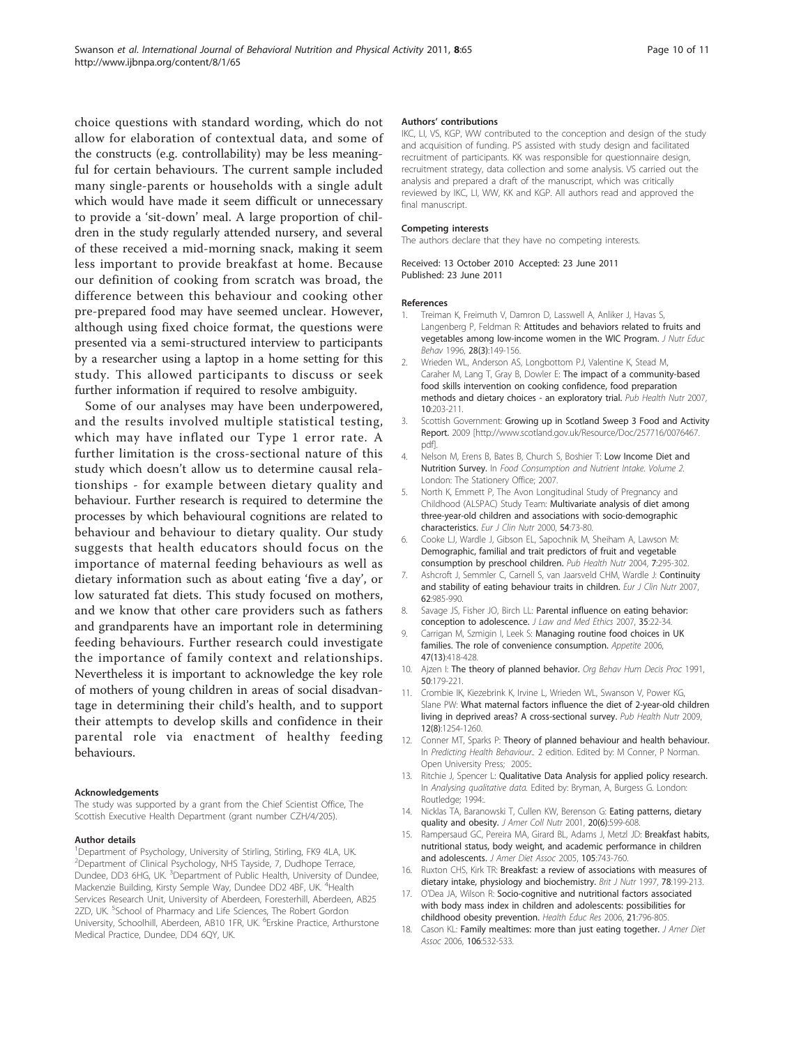choice questions with standard wording, which do not allow for elaboration of contextual data, and some of the constructs (e.g. controllability) may be less meaningful for certain behaviours. The current sample included many single-parents or households with a single adult which would have made it seem difficult or unnecessary to provide a 'sit-down' meal. A large proportion of children in the study regularly attended nursery, and several of these received a mid-morning snack, making it seem less important to provide breakfast at home. Because our definition of cooking from scratch was broad, the difference between this behaviour and cooking other pre-prepared food may have seemed unclear. However, although using fixed choice format, the questions were presented via a semi-structured interview to participants by a researcher using a laptop in a home setting for this study. This allowed participants to discuss or seek further information if required to resolve ambiguity.

Some of our analyses may have been underpowered, and the results involved multiple statistical testing, which may have inflated our Type 1 error rate. A further limitation is the cross-sectional nature of this study which doesn't allow us to determine causal relationships - for example between dietary quality and behaviour. Further research is required to determine the processes by which behavioural cognitions are related to behaviour and behaviour to dietary quality. Our study suggests that health educators should focus on the importance of maternal feeding behaviours as well as dietary information such as about eating 'five a day', or low saturated fat diets. This study focused on mothers, and we know that other care providers such as fathers and grandparents have an important role in determining feeding behaviours. Further research could investigate the importance of family context and relationships. Nevertheless it is important to acknowledge the key role of mothers of young children in areas of social disadvantage in determining their child's health, and to support their attempts to develop skills and confidence in their parental role via enactment of healthy feeding behaviours.

#### Acknowledgements

The study was supported by a grant from the Chief Scientist Office, The Scottish Executive Health Department (grant number CZH/4/205).

#### Author details

[1]Department of Psychology, University of Stirling, Stirling, FK9 4LA, UK. [2]Department of Clinical Psychology, NHS Tayside, 7, Dudhope Terrace, Dundee, DD3 6HG, UK. [3]Department of Public Health, University of Dundee, Mackenzie Building, Kirsty Semple Way, Dundee DD2 4BF, UK. [4]Health Services Research Unit, University of Aberdeen, Foresterhill, Aberdeen, AB25 2ZD, UK. [5]School of Pharmacy and Life Sciences, The Robert Gordon University, Schoolhill, Aberdeen, AB10 1FR, UK. [6]Erskine Practice, Arthurstone Medical Practice, Dundee, DD4 6QY, UK.

#### Authors' contributions

IKC, LI, VS, KGP, WW contributed to the conception and design of the study and acquisition of funding. PS assisted with study design and facilitated recruitment of participants. KK was responsible for questionnaire design, recruitment strategy, data collection and some analysis. VS carried out the analysis and prepared a draft of the manuscript, which was critically reviewed by IKC, LI, WW, KK and KGP. All authors read and approved the final manuscript.

#### Competing interests

The authors declare that they have no competing interests.

Received: 13 October 2010 Accepted: 23 June 2011
Published: 23 June 2011

#### References

1. Treiman K, Freimuth V, Damron D, Lasswell A, Anliker J, Havas S, Langenberg P, Feldman R: Attitudes and behaviors related to fruits and vegetables among low-income women in the WIC Program. *J Nutr Educ Behav* 1996, **28(3)**:149-156.
2. Wrieden WL, Anderson AS, Longbottom PJ, Valentine K, Stead M, Caraher M, Lang T, Gray B, Dowler E: The impact of a community-based food skills intervention on cooking confidence, food preparation methods and dietary choices - an exploratory trial. *Pub Health Nutr* 2007, **10**:203-211.
3. Scottish Government: Growing up in Scotland Sweep 3 Food and Activity Report. 2009 [http://www.scotland.gov.uk/Resource/Doc/257716/0076467.pdf].
4. Nelson M, Erens B, Bates B, Church S, Boshier T: Low Income Diet and Nutrition Survey. In *Food Consumption and Nutrient Intake. Volume 2.* London: The Stationery Office; 2007.
5. North K, Emmett P, The Avon Longitudinal Study of Pregnancy and Childhood (ALSPAC) Study Team: Multivariate analysis of diet among three-year-old children and associations with socio-demographic characteristics. *Eur J Clin Nutr* 2000, **54**:73-80.
6. Cooke LJ, Wardle J, Gibson EL, Sapochnik M, Sheiham A, Lawson M: Demographic, familial and trait predictors of fruit and vegetable consumption by preschool children. *Pub Health Nutr* 2004, **7**:295-302.
7. Ashcroft J, Semmler C, Carnell S, van Jaarsveld CHM, Wardle J: Continuity and stability of eating behaviour traits in children. *Eur J Clin Nutr* 2007, **62**:985-990.
8. Savage JS, Fisher JO, Birch LL: Parental influence on eating behavior: conception to adolescence. *J Law and Med Ethics* 2007, **35**:22-34.
9. Carrigan M, Szmigin I, Leek S: Managing routine food choices in UK families. The role of convenience consumption. *Appetite* 2006, **47(13)**:418-428.
10. Ajzen I: The theory of planned behavior. *Org Behav Hum Decis Proc* 1991, **50**:179-221.
11. Crombie IK, Kiezebrink K, Irvine L, Wrieden WL, Swanson V, Power KG, Slane PW: What maternal factors influence the diet of 2-year-old children living in deprived areas? A cross-sectional survey. *Pub Health Nutr* 2009, **12(8)**:1254-1260.
12. Conner MT, Sparks P: Theory of planned behaviour and health behaviour. In *Predicting Health Behaviour.*. 2 edition. Edited by: M Conner, P Norman. Open University Press; 2005:.
13. Ritchie J, Spencer L: Qualitative Data Analysis for applied policy research. In *Analysing qualitative data.* Edited by: Bryman, A, Burgess G. London: Routledge; 1994:.
14. Nicklas TA, Baranowski T, Cullen KW, Berenson G: Eating patterns, dietary quality and obesity. *J Amer Coll Nutr* 2001, **20(6)**:599-608.
15. Rampersaud GC, Pereira MA, Girard BL, Adams J, Metzl JD: Breakfast habits, nutritional status, body weight, and academic performance in children and adolescents. *J Amer Diet Assoc* 2005, **105**:743-760.
16. Ruxton CHS, Kirk TR: Breakfast: a review of associations with measures of dietary intake, physiology and biochemistry. *Brit J Nutr* 1997, **78**:199-213.
17. O'Dea JA, Wilson R: Socio-cognitive and nutritional factors associated with body mass index in children and adolescents: possibilities for childhood obesity prevention. *Health Educ Res* 2006, **21**:796-805.
18. Cason KL: Family mealtimes: more than just eating together. *J Amer Diet Assoc* 2006, **106**:532-533.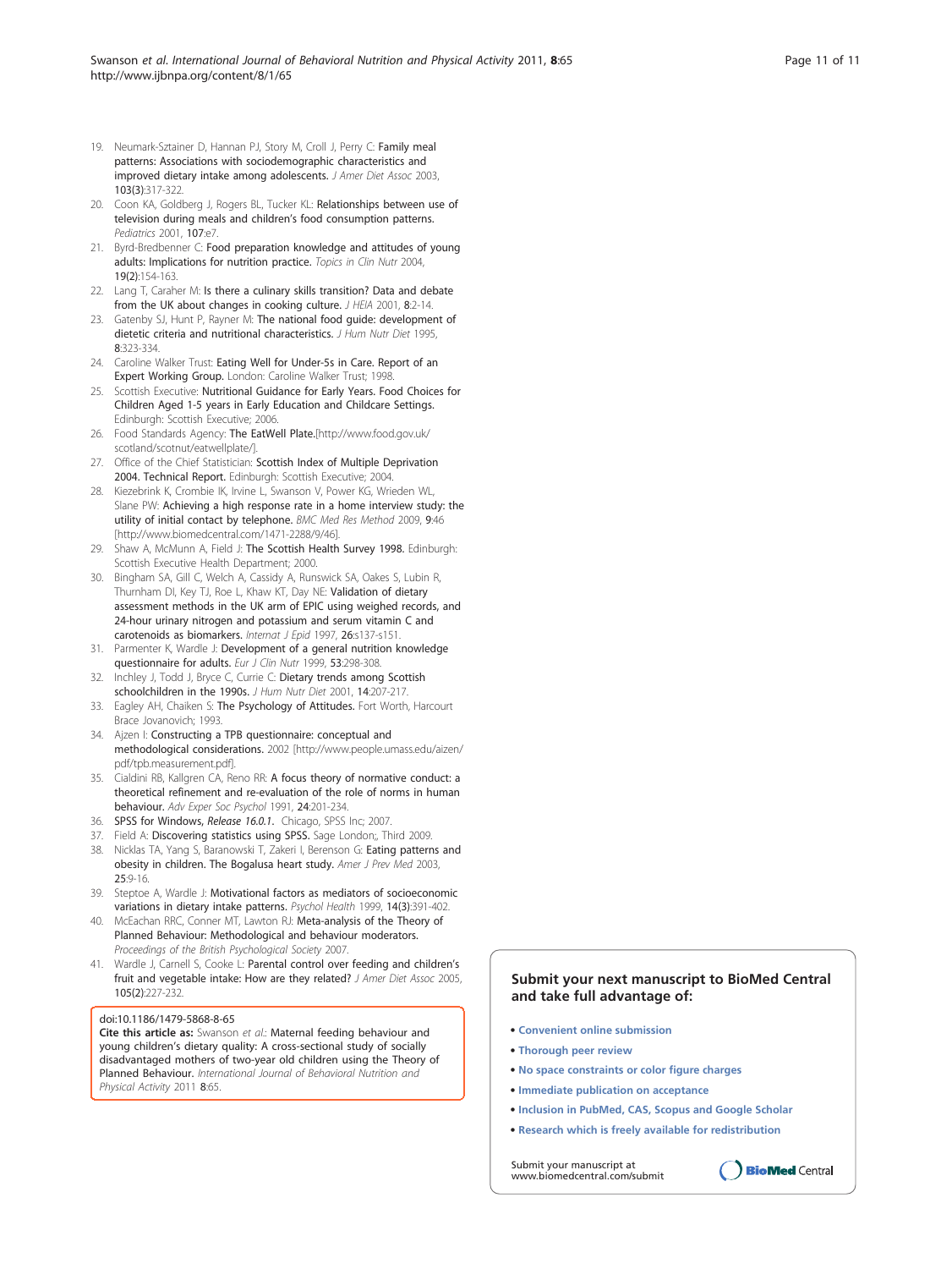19. Neumark-Sztainer D, Hannan PJ, Story M, Croll J, Perry C: **Family meal patterns: Associations with sociodemographic characteristics and improved dietary intake among adolescents.** *J Amer Diet Assoc* 2003, **103(3)**:317-322.
20. Coon KA, Goldberg J, Rogers BL, Tucker KL: **Relationships between use of television during meals and children's food consumption patterns.** *Pediatrics* 2001, **107**:e7.
21. Byrd-Bredbenner C: **Food preparation knowledge and attitudes of young adults: Implications for nutrition practice.** *Topics in Clin Nutr* 2004, **19(2)**:154-163.
22. Lang T, Caraher M: **Is there a culinary skills transition? Data and debate from the UK about changes in cooking culture.** *J HEIA* 2001, **8**:2-14.
23. Gatenby SJ, Hunt P, Rayner M: **The national food guide: development of dietetic criteria and nutritional characteristics.** *J Hum Nutr Diet* 1995, **8**:323-334.
24. Caroline Walker Trust: **Eating Well for Under-5s in Care. Report of an Expert Working Group.** London: Caroline Walker Trust; 1998.
25. Scottish Executive: **Nutritional Guidance for Early Years. Food Choices for Children Aged 1-5 years in Early Education and Childcare Settings.** Edinburgh: Scottish Executive; 2006.
26. Food Standards Agency: **The EatWell Plate.**[http://www.food.gov.uk/scotland/scotnut/eatwellplate/].
27. Office of the Chief Statistician: **Scottish Index of Multiple Deprivation 2004. Technical Report.** Edinburgh: Scottish Executive; 2004.
28. Kiezebrink K, Crombie IK, Irvine L, Swanson V, Power KG, Wrieden WL, Slane PW: **Achieving a high response rate in a home interview study: the utility of initial contact by telephone.** *BMC Med Res Method* 2009, **9**:46 [http://www.biomedcentral.com/1471-2288/9/46].
29. Shaw A, McMunn A, Field J: **The Scottish Health Survey 1998.** Edinburgh: Scottish Executive Health Department; 2000.
30. Bingham SA, Gill C, Welch A, Cassidy A, Runswick SA, Oakes S, Lubin R, Thurnham DI, Key TJ, Roe L, Khaw KT, Day NE: **Validation of dietary assessment methods in the UK arm of EPIC using weighed records, and 24-hour urinary nitrogen and potassium and serum vitamin C and carotenoids as biomarkers.** *Internat J Epid* 1997, **26**:s137-s151.
31. Parmenter K, Wardle J: **Development of a general nutrition knowledge questionnaire for adults.** *Eur J Clin Nutr* 1999, **53**:298-308.
32. Inchley J, Todd J, Bryce C, Currie C: **Dietary trends among Scottish schoolchildren in the 1990s.** *J Hum Nutr Diet* 2001, **14**:207-217.
33. Eagley AH, Chaiken S: **The Psychology of Attitudes.** Fort Worth, Harcourt Brace Jovanovich; 1993.
34. Ajzen I: **Constructing a TPB questionnaire: conceptual and methodological considerations.** 2002 [http://www.people.umass.edu/aizen/pdf/tpb.measurement.pdf].
35. Cialdini RB, Kallgren CA, Reno RR: **A focus theory of normative conduct: a theoretical refinement and re-evaluation of the role of norms in human behaviour.** *Adv Exper Soc Psychol* 1991, **24**:201-234.
36. **SPSS for Windows, *Release 16.0.1*.** Chicago, SPSS Inc; 2007.
37. Field A: **Discovering statistics using SPSS.** Sage London;, Third 2009.
38. Nicklas TA, Yang S, Baranowski T, Zakeri I, Berenson G: **Eating patterns and obesity in children. The Bogalusa heart study.** *Amer J Prev Med* 2003, **25**:9-16.
39. Steptoe A, Wardle J: **Motivational factors as mediators of socioeconomic variations in dietary intake patterns.** *Psychol Health* 1999, **14(3)**:391-402.
40. McEachan RRC, Conner MT, Lawton RJ: **Meta-analysis of the Theory of Planned Behaviour: Methodological and behaviour moderators.** *Proceedings of the British Psychological Society* 2007.
41. Wardle J, Carnell S, Cooke L: **Parental control over feeding and children's fruit and vegetable intake: How are they related?** *J Amer Diet Assoc* 2005, **105(2)**:227-232.

doi:10.1186/1479-5868-8-65

**Cite this article as:** Swanson *et al.*: Maternal feeding behaviour and young children's dietary quality: A cross-sectional study of socially disadvantaged mothers of two-year old children using the Theory of Planned Behaviour. *International Journal of Behavioral Nutrition and Physical Activity* 2011 **8**:65.

**Submit your next manuscript to BioMed Central and take full advantage of:**

- Convenient online submission
- Thorough peer review
- No space constraints or color figure charges
- Immediate publication on acceptance
- Inclusion in PubMed, CAS, Scopus and Google Scholar
- Research which is freely available for redistribution

Submit your manuscript at
www.biomedcentral.com/submit

BioMed Central